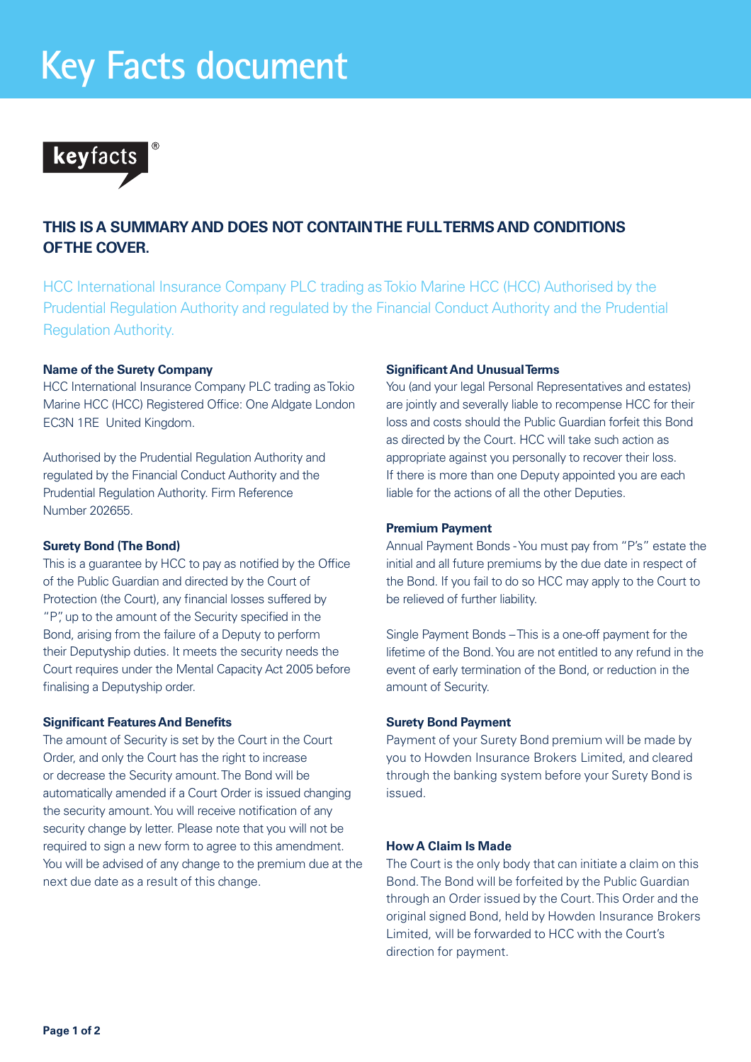# Key Facts document

keyfacts®

**THIS IS A SUMMARY AND DOES NOT CONTAIN THE FULL TERMS AND CONDITIONS OF THE COVER.**

HCC International Insurance Company PLC trading as Tokio Marine HCC (HCC) Authorised by the Prudential Regulation Authority and regulated by the Financial Conduct Authority and the Prudential Regulation Authority.

### Name of the Surety Company

HCC International Insurance Company PLC trading as Tokio Marine HCC (HCC) Registered Office: One Aldgate London EC3N 1RE United Kingdom.

Authorised by the Prudential Regulation Authority and regulated by the Financial Conduct Authority and the Prudential Regulation Authority. Firm Reference Number 202655.

### Surety Bond (The Bond)

This is a guarantee by HCC to pay as notified by the Office of the Public Guardian and directed by the Court of Protection (the Court), any financial losses suffered by "P", up to the amount of the Security specified in the Bond, arising from the failure of a Deputy to perform their Deputyship duties. It meets the security needs the Court requires under the Mental Capacity Act 2005 before finalising a Deputyship order.

### Significant Features And Benefits

The amount of Security is set by the Court in the Court Order, and only the Court has the right to increase or decrease the Security amount. The Bond will be automatically amended if a Court Order is issued changing the security amount. You will receive notification of any security change by letter. Please note that you will not be required to sign a new form to agree to this amendment. You will be advised of any change to the premium due at the next due date as a result of this change.

### Significant And Unusual Terms

You (and your legal Personal Representatives and estates) are jointly and severally liable to recompense HCC for their loss and costs should the Public Guardian forfeit this Bond as directed by the Court. HCC will take such action as appropriate against you personally to recover their loss. If there is more than one Deputy appointed you are each liable for the actions of all the other Deputies.

### Premium Payment

Annual Payment Bonds - You must pay from "P's" estate the initial and all future premiums by the due date in respect of the Bond. If you fail to do so HCC may apply to the Court to be relieved of further liability.

Single Payment Bonds – This is a one-off payment for the lifetime of the Bond. You are not entitled to any refund in the event of early termination of the Bond, or reduction in the amount of Security.

### Surety Bond Payment

Payment of your Surety Bond premium will be made by you to Howden Insurance Brokers Limited, and cleared through the banking system before your Surety Bond is issued.

### How A Claim Is Made

The Court is the only body that can initiate a claim on this Bond. The Bond will be forfeited by the Public Guardian through an Order issued by the Court. This Order and the original signed Bond, held by Howden Insurance Brokers Limited, will be forwarded to HCC with the Court's direction for payment.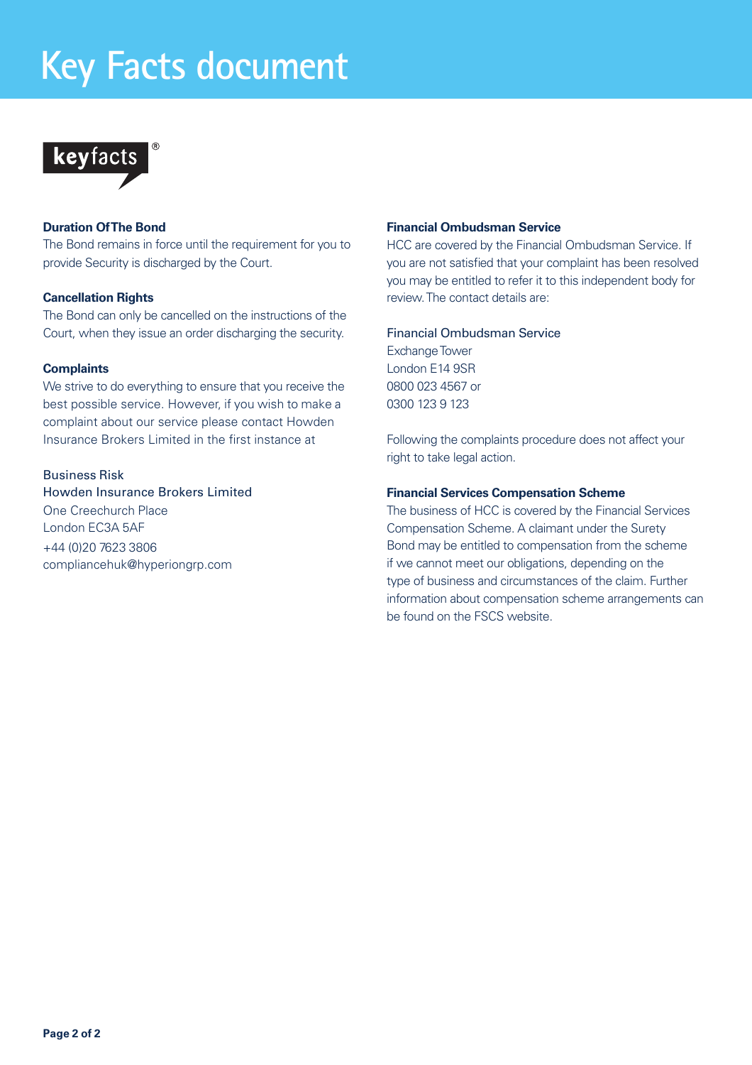# Key Facts document

keyfacts®

**Duration Of The Bond**

The Bond remains in force until the requirement for you to provide Security is discharged by the Court.

**Cancellation Rights**

The Bond can only be cancelled on the instructions of the Court, when they issue an order discharging the security.

**Complaints**

We strive to do everything to ensure that you receive the best possible service. However, if you wish to make a complaint about our service please contact Howden Insurance Brokers Limited in the first instance at

Business Risk
Howden Insurance Brokers Limited
One Creechurch Place
London EC3A 5AF
+44 (0)20 7623 3806
compliancehuk@hyperiongrp.com

**Financial Ombudsman Service**

HCC are covered by the Financial Ombudsman Service. If you are not satisfied that your complaint has been resolved you may be entitled to refer it to this independent body for review. The contact details are:

Financial Ombudsman Service
Exchange Tower
London E14 9SR
0800 023 4567 or
0300 123 9 123

Following the complaints procedure does not affect your right to take legal action.

**Financial Services Compensation Scheme**

The business of HCC is covered by the Financial Services Compensation Scheme. A claimant under the Surety Bond may be entitled to compensation from the scheme if we cannot meet our obligations, depending on the type of business and circumstances of the claim. Further information about compensation scheme arrangements can be found on the FSCS website.